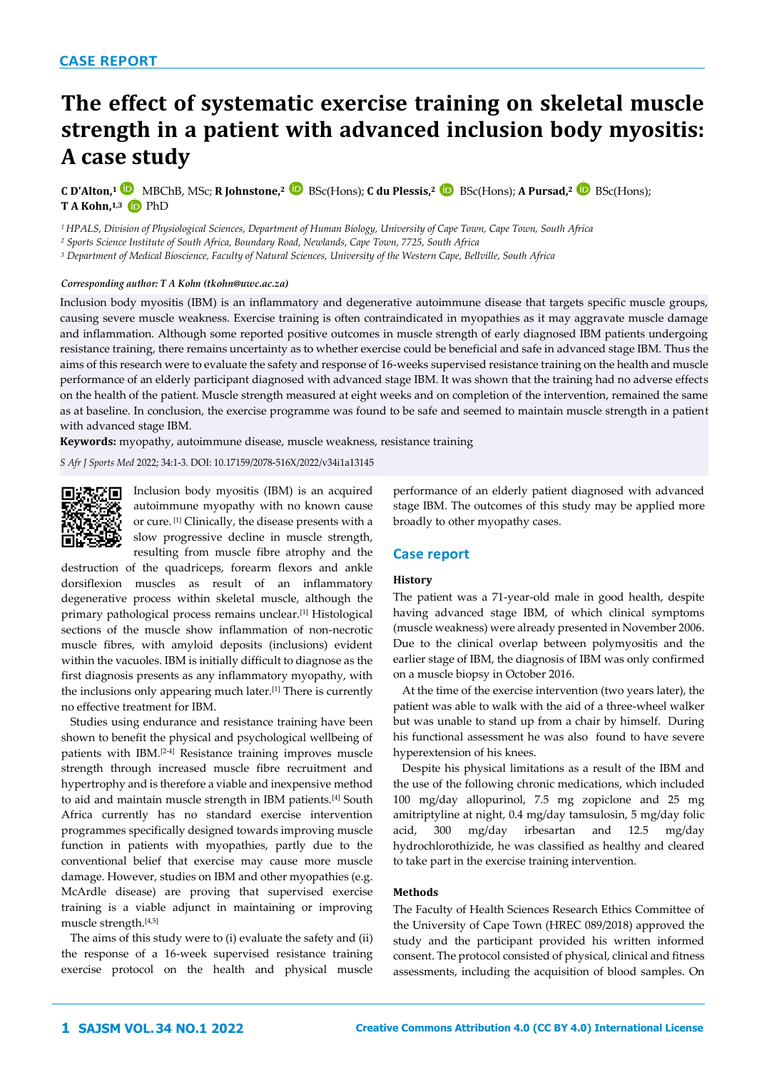CASE REPORT

# The effect of systematic exercise training on skeletal muscle strength in a patient with advanced inclusion body myositis: A case study

**C D'Alton,**[1] MBChB, MSc; **R Johnstone,**[2] BSc(Hons); **C du Plessis,**[2] BSc(Hons); **A Pursad,**[2] BSc(Hons); **T A Kohn,**[1,3] PhD

[1] *HPALS, Division of Physiological Sciences, Department of Human Biology, University of Cape Town, Cape Town, South Africa*
[2] *Sports Science Institute of South Africa, Boundary Road, Newlands, Cape Town, 7725, South Africa*
[3] *Department of Medical Bioscience, Faculty of Natural Sciences, University of the Western Cape, Bellville, South Africa*

***Corresponding author:** T A Kohn (tkohn@uwc.ac.za)*

Inclusion body myositis (IBM) is an inflammatory and degenerative autoimmune disease that targets specific muscle groups, causing severe muscle weakness. Exercise training is often contraindicated in myopathies as it may aggravate muscle damage and inflammation. Although some reported positive outcomes in muscle strength of early diagnosed IBM patients undergoing resistance training, there remains uncertainty as to whether exercise could be beneficial and safe in advanced stage IBM. Thus the aims of this research were to evaluate the safety and response of 16-weeks supervised resistance training on the health and muscle performance of an elderly participant diagnosed with advanced stage IBM. It was shown that the training had no adverse effects on the health of the patient. Muscle strength measured at eight weeks and on completion of the intervention, remained the same as at baseline. In conclusion, the exercise programme was found to be safe and seemed to maintain muscle strength in a patient with advanced stage IBM.

**Keywords:** myopathy, autoimmune disease, muscle weakness, resistance training

*S Afr J Sports Med* 2022; 34:1-3. DOI: 10.17159/2078-516X/2022/v34i1a13145

Inclusion body myositis (IBM) is an acquired autoimmune myopathy with no known cause or cure. [1] Clinically, the disease presents with a slow progressive decline in muscle strength, resulting from muscle fibre atrophy and the destruction of the quadriceps, forearm flexors and ankle dorsiflexion muscles as result of an inflammatory degenerative process within skeletal muscle, although the primary pathological process remains unclear.[1] Histological sections of the muscle show inflammation of non-necrotic muscle fibres, with amyloid deposits (inclusions) evident within the vacuoles. IBM is initially difficult to diagnose as the first diagnosis presents as any inflammatory myopathy, with the inclusions only appearing much later.[1] There is currently no effective treatment for IBM.

Studies using endurance and resistance training have been shown to benefit the physical and psychological wellbeing of patients with IBM.[2-4] Resistance training improves muscle strength through increased muscle fibre recruitment and hypertrophy and is therefore a viable and inexpensive method to aid and maintain muscle strength in IBM patients.[4] South Africa currently has no standard exercise intervention programmes specifically designed towards improving muscle function in patients with myopathies, partly due to the conventional belief that exercise may cause more muscle damage. However, studies on IBM and other myopathies (e.g. McArdle disease) are proving that supervised exercise training is a viable adjunct in maintaining or improving muscle strength.[4,5]

The aims of this study were to (i) evaluate the safety and (ii) the response of a 16-week supervised resistance training exercise protocol on the health and physical muscle performance of an elderly patient diagnosed with advanced stage IBM. The outcomes of this study may be applied more broadly to other myopathy cases.

## Case report

### History

The patient was a 71-year-old male in good health, despite having advanced stage IBM, of which clinical symptoms (muscle weakness) were already presented in November 2006. Due to the clinical overlap between polymyositis and the earlier stage of IBM, the diagnosis of IBM was only confirmed on a muscle biopsy in October 2016.

At the time of the exercise intervention (two years later), the patient was able to walk with the aid of a three-wheel walker but was unable to stand up from a chair by himself. During his functional assessment he was also found to have severe hyperextension of his knees.

Despite his physical limitations as a result of the IBM and the use of the following chronic medications, which included 100 mg/day allopurinol, 7.5 mg zopiclone and 25 mg amitriptyline at night, 0.4 mg/day tamsulosin, 5 mg/day folic acid, 300 mg/day irbesartan and 12.5 mg/day hydrochlorothizide, he was classified as healthy and cleared to take part in the exercise training intervention.

### Methods

The Faculty of Health Sciences Research Ethics Committee of the University of Cape Town (HREC 089/2018) approved the study and the participant provided his written informed consent. The protocol consisted of physical, clinical and fitness assessments, including the acquisition of blood samples. On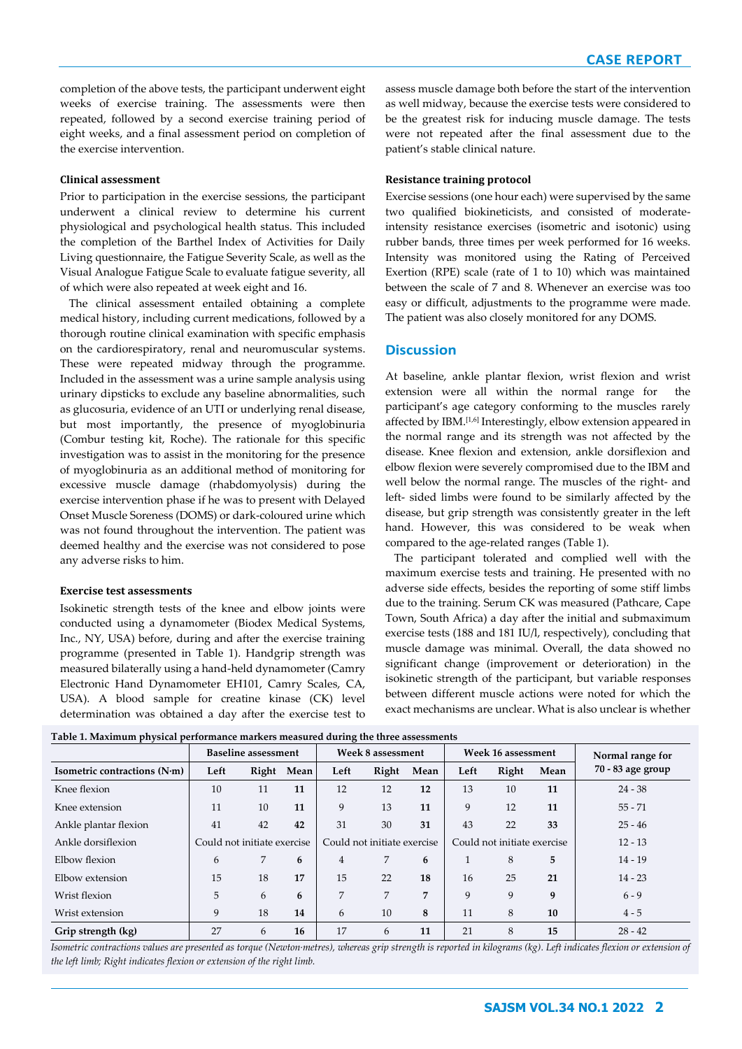completion of the above tests, the participant underwent eight weeks of exercise training. The assessments were then repeated, followed by a second exercise training period of eight weeks, and a final assessment period on completion of the exercise intervention.

### Clinical assessment

Prior to participation in the exercise sessions, the participant underwent a clinical review to determine his current physiological and psychological health status. This included the completion of the Barthel Index of Activities for Daily Living questionnaire, the Fatigue Severity Scale, as well as the Visual Analogue Fatigue Scale to evaluate fatigue severity, all of which were also repeated at week eight and 16.

The clinical assessment entailed obtaining a complete medical history, including current medications, followed by a thorough routine clinical examination with specific emphasis on the cardiorespiratory, renal and neuromuscular systems. These were repeated midway through the programme. Included in the assessment was a urine sample analysis using urinary dipsticks to exclude any baseline abnormalities, such as glucosuria, evidence of an UTI or underlying renal disease, but most importantly, the presence of myoglobinuria (Combur testing kit, Roche). The rationale for this specific investigation was to assist in the monitoring for the presence of myoglobinuria as an additional method of monitoring for excessive muscle damage (rhabdomyolysis) during the exercise intervention phase if he was to present with Delayed Onset Muscle Soreness (DOMS) or dark-coloured urine which was not found throughout the intervention. The patient was deemed healthy and the exercise was not considered to pose any adverse risks to him.

### Exercise test assessments

Isokinetic strength tests of the knee and elbow joints were conducted using a dynamometer (Biodex Medical Systems, Inc., NY, USA) before, during and after the exercise training programme (presented in Table 1). Handgrip strength was measured bilaterally using a hand-held dynamometer (Camry Electronic Hand Dynamometer EH101, Camry Scales, CA, USA). A blood sample for creatine kinase (CK) level determination was obtained a day after the exercise test to assess muscle damage both before the start of the intervention as well midway, because the exercise tests were considered to be the greatest risk for inducing muscle damage. The tests were not repeated after the final assessment due to the patient's stable clinical nature.

### Resistance training protocol

Exercise sessions (one hour each) were supervised by the same two qualified biokineticists, and consisted of moderate-intensity resistance exercises (isometric and isotonic) using rubber bands, three times per week performed for 16 weeks. Intensity was monitored using the Rating of Perceived Exertion (RPE) scale (rate of 1 to 10) which was maintained between the scale of 7 and 8. Whenever an exercise was too easy or difficult, adjustments to the programme were made. The patient was also closely monitored for any DOMS.

## Discussion

At baseline, ankle plantar flexion, wrist flexion and wrist extension were all within the normal range for the participant's age category conforming to the muscles rarely affected by IBM.[1,6] Interestingly, elbow extension appeared in the normal range and its strength was not affected by the disease. Knee flexion and extension, ankle dorsiflexion and elbow flexion were severely compromised due to the IBM and well below the normal range. The muscles of the right- and left- sided limbs were found to be similarly affected by the disease, but grip strength was consistently greater in the left hand. However, this was considered to be weak when compared to the age-related ranges (Table 1).

The participant tolerated and complied well with the maximum exercise tests and training. He presented with no adverse side effects, besides the reporting of some stiff limbs due to the training. Serum CK was measured (Pathcare, Cape Town, South Africa) a day after the initial and submaximum exercise tests (188 and 181 IU/l, respectively), concluding that muscle damage was minimal. Overall, the data showed no significant change (improvement or deterioration) in the isokinetic strength of the participant, but variable responses between different muscle actions were noted for which the exact mechanisms are unclear. What is also unclear is whether

**Table 1. Maximum physical performance markers measured during the three assessments**

| | Baseline assessment | | | Week 8 assessment | | | Week 16 assessment | | | Normal range for |
|---|---|---|---|---|---|---|---|---|---|---|
| **Isometric contractions (N·m)** | **Left** | **Right** | **Mean** | **Left** | **Right** | **Mean** | **Left** | **Right** | **Mean** | **70 - 83 age group** |
| Knee flexion | 10 | 11 | **11** | 12 | 12 | **12** | 13 | 10 | **11** | 24 - 38 |
| Knee extension | 11 | 10 | **11** | 9 | 13 | **11** | 9 | 12 | **11** | 55 - 71 |
| Ankle plantar flexion | 41 | 42 | **42** | 31 | 30 | **31** | 43 | 22 | **33** | 25 - 46 |
| Ankle dorsiflexion | Could not initiate exercise | | | Could not initiate exercise | | | Could not initiate exercise | | | 12 - 13 |
| Elbow flexion | 6 | 7 | **6** | 4 | 7 | **6** | 1 | 8 | **5** | 14 - 19 |
| Elbow extension | 15 | 18 | **17** | 15 | 22 | **18** | 16 | 25 | **21** | 14 - 23 |
| Wrist flexion | 5 | 6 | **6** | 7 | 7 | **7** | 9 | 9 | **9** | 6 - 9 |
| Wrist extension | 9 | 18 | **14** | 6 | 10 | **8** | 11 | 8 | **10** | 4 - 5 |
| **Grip strength (kg)** | 27 | 6 | **16** | 17 | 6 | **11** | 21 | 8 | **15** | 28 - 42 |

*Isometric contractions values are presented as torque (Newton·metres), whereas grip strength is reported in kilograms (kg). Left indicates flexion or extension of the left limb; Right indicates flexion or extension of the right limb.*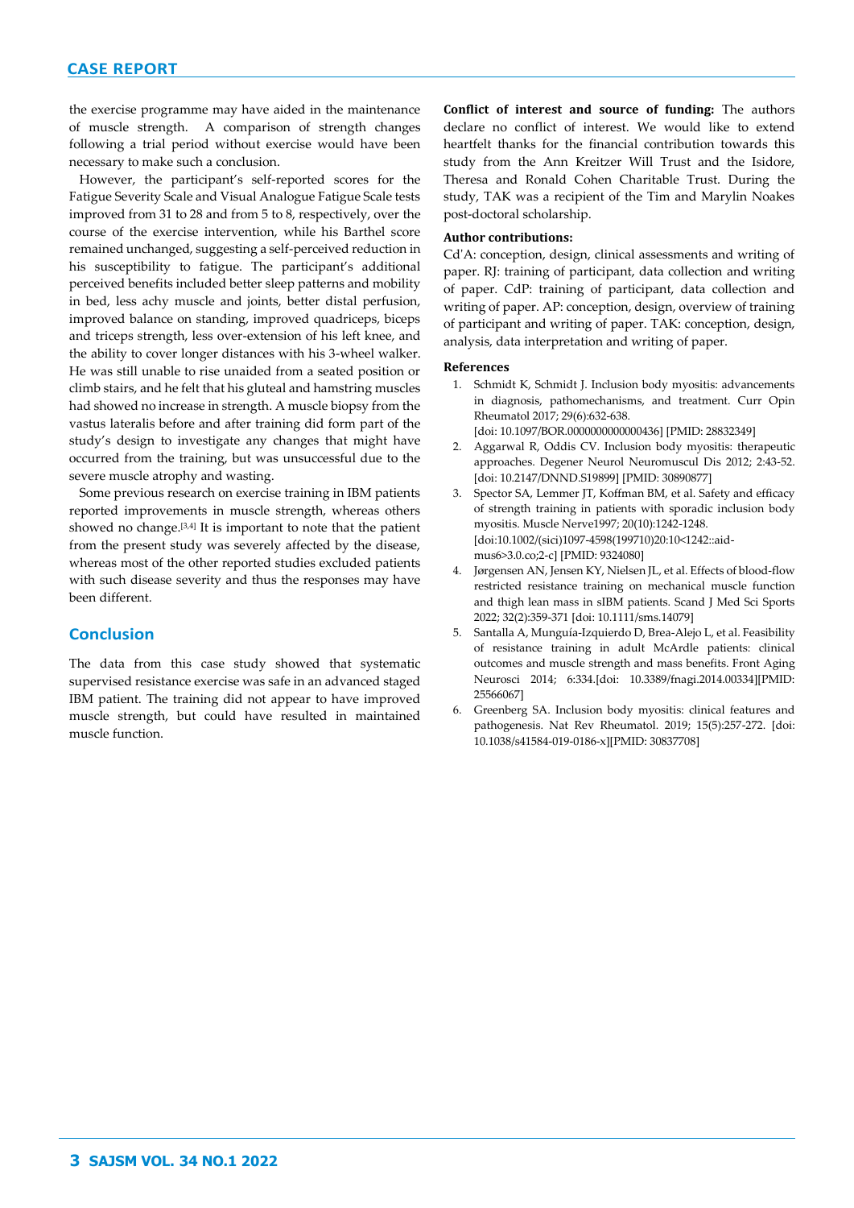the exercise programme may have aided in the maintenance of muscle strength. A comparison of strength changes following a trial period without exercise would have been necessary to make such a conclusion.

However, the participant's self-reported scores for the Fatigue Severity Scale and Visual Analogue Fatigue Scale tests improved from 31 to 28 and from 5 to 8, respectively, over the course of the exercise intervention, while his Barthel score remained unchanged, suggesting a self-perceived reduction in his susceptibility to fatigue. The participant's additional perceived benefits included better sleep patterns and mobility in bed, less achy muscle and joints, better distal perfusion, improved balance on standing, improved quadriceps, biceps and triceps strength, less over-extension of his left knee, and the ability to cover longer distances with his 3-wheel walker. He was still unable to rise unaided from a seated position or climb stairs, and he felt that his gluteal and hamstring muscles had showed no increase in strength. A muscle biopsy from the vastus lateralis before and after training did form part of the study's design to investigate any changes that might have occurred from the training, but was unsuccessful due to the severe muscle atrophy and wasting.

Some previous research on exercise training in IBM patients reported improvements in muscle strength, whereas others showed no change.[3,4] It is important to note that the patient from the present study was severely affected by the disease, whereas most of the other reported studies excluded patients with such disease severity and thus the responses may have been different.

## Conclusion

The data from this case study showed that systematic supervised resistance exercise was safe in an advanced staged IBM patient. The training did not appear to have improved muscle strength, but could have resulted in maintained muscle function.

**Conflict of interest and source of funding:** The authors declare no conflict of interest. We would like to extend heartfelt thanks for the financial contribution towards this study from the Ann Kreitzer Will Trust and the Isidore, Theresa and Ronald Cohen Charitable Trust. During the study, TAK was a recipient of the Tim and Marylin Noakes post-doctoral scholarship.

**Author contributions:**

Cd'A: conception, design, clinical assessments and writing of paper. RJ: training of participant, data collection and writing of paper. CdP: training of participant, data collection and writing of paper. AP: conception, design, overview of training of participant and writing of paper. TAK: conception, design, analysis, data interpretation and writing of paper.

**References**

1. Schmidt K, Schmidt J. Inclusion body myositis: advancements in diagnosis, pathomechanisms, and treatment. Curr Opin Rheumatol 2017; 29(6):632-638. [doi: 10.1097/BOR.0000000000000436] [PMID: 28832349]
2. Aggarwal R, Oddis CV. Inclusion body myositis: therapeutic approaches. Degener Neurol Neuromuscul Dis 2012; 2:43-52. [doi: 10.2147/DNND.S19899] [PMID: 30890877]
3. Spector SA, Lemmer JT, Koffman BM, et al. Safety and efficacy of strength training in patients with sporadic inclusion body myositis. Muscle Nerve1997; 20(10):1242-1248. [doi:10.1002/(sici)1097-4598(199710)20:10<1242::aid-mus6>3.0.co;2-c] [PMID: 9324080]
4. Jørgensen AN, Jensen KY, Nielsen JL, et al. Effects of blood-flow restricted resistance training on mechanical muscle function and thigh lean mass in sIBM patients. Scand J Med Sci Sports 2022; 32(2):359-371 [doi: 10.1111/sms.14079]
5. Santalla A, Munguía-Izquierdo D, Brea-Alejo L, et al. Feasibility of resistance training in adult McArdle patients: clinical outcomes and muscle strength and mass benefits. Front Aging Neurosci 2014; 6:334.[doi: 10.3389/fnagi.2014.00334][PMID: 25566067]
6. Greenberg SA. Inclusion body myositis: clinical features and pathogenesis. Nat Rev Rheumatol. 2019; 15(5):257-272. [doi: 10.1038/s41584-019-0186-x][PMID: 30837708]